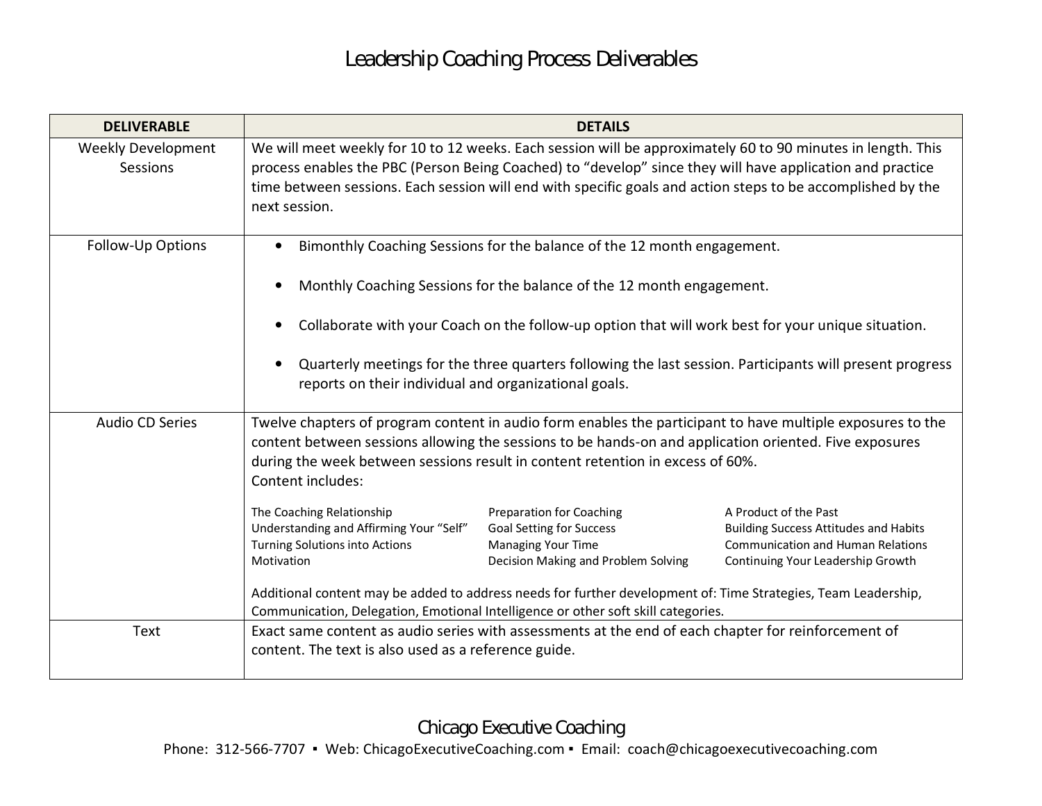# Leadership Coaching Process Deliverables

| DELIVERABLE | DETAILS |
|---|---|
| Weekly Development Sessions | We will meet weekly for 10 to 12 weeks. Each session will be approximately 60 to 90 minutes in length. This process enables the PBC (Person Being Coached) to "develop" since they will have application and practice time between sessions. Each session will end with specific goals and action steps to be accomplished by the next session. |
| Follow-Up Options | • Bimonthly Coaching Sessions for the balance of the 12 month engagement.<br>• Monthly Coaching Sessions for the balance of the 12 month engagement.<br>• Collaborate with your Coach on the follow-up option that will work best for your unique situation.<br>• Quarterly meetings for the three quarters following the last session. Participants will present progress reports on their individual and organizational goals. |
| Audio CD Series | Twelve chapters of program content in audio form enables the participant to have multiple exposures to the content between sessions allowing the sessions to be hands-on and application oriented. Five exposures during the week between sessions result in content retention in excess of 60%.<br>Content includes:<br>The Coaching Relationship; Preparation for Coaching; A Product of the Past; Understanding and Affirming Your "Self"; Goal Setting for Success; Building Success Attitudes and Habits; Turning Solutions into Actions; Managing Your Time; Communication and Human Relations; Motivation; Decision Making and Problem Solving; Continuing Your Leadership Growth<br>Additional content may be added to address needs for further development of: Time Strategies, Team Leadership, Communication, Delegation, Emotional Intelligence or other soft skill categories. |
| Text | Exact same content as audio series with assessments at the end of each chapter for reinforcement of content. The text is also used as a reference guide. |

Chicago Executive Coaching

Phone: 312-566-7707 ▪ Web: ChicagoExecutiveCoaching.com ▪ Email: coach@chicagoexecutivecoaching.com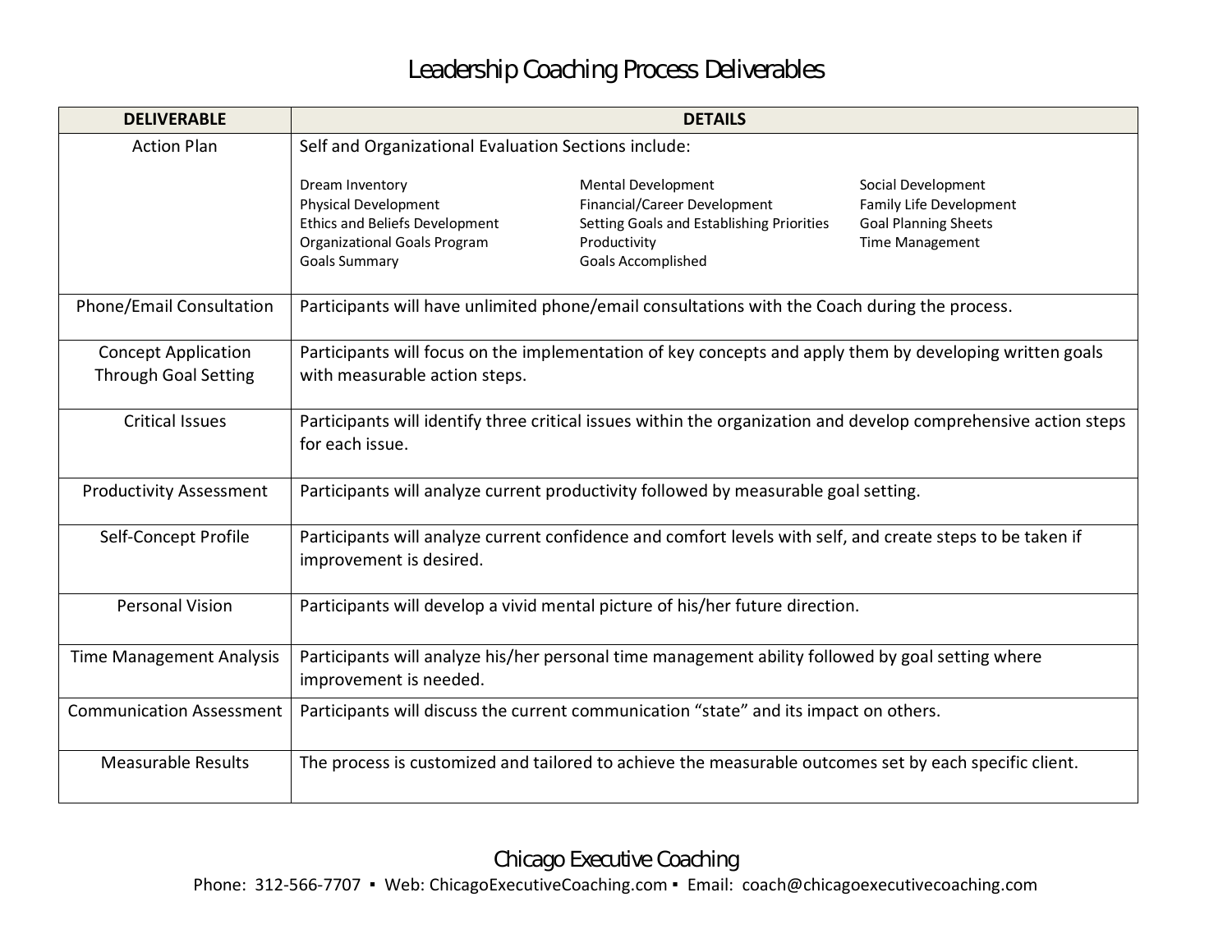# Leadership Coaching Process Deliverables

| DELIVERABLE | DETAILS |
|---|---|
| Action Plan | Self and Organizational Evaluation Sections include:<br><br>Dream Inventory, Mental Development, Social Development, Physical Development, Financial/Career Development, Family Life Development, Ethics and Beliefs Development, Setting Goals and Establishing Priorities, Goal Planning Sheets, Organizational Goals Program, Productivity, Time Management, Goals Summary, Goals Accomplished |
| Phone/Email Consultation | Participants will have unlimited phone/email consultations with the Coach during the process. |
| Concept Application Through Goal Setting | Participants will focus on the implementation of key concepts and apply them by developing written goals with measurable action steps. |
| Critical Issues | Participants will identify three critical issues within the organization and develop comprehensive action steps for each issue. |
| Productivity Assessment | Participants will analyze current productivity followed by measurable goal setting. |
| Self-Concept Profile | Participants will analyze current confidence and comfort levels with self, and create steps to be taken if improvement is desired. |
| Personal Vision | Participants will develop a vivid mental picture of his/her future direction. |
| Time Management Analysis | Participants will analyze his/her personal time management ability followed by goal setting where improvement is needed. |
| Communication Assessment | Participants will discuss the current communication "state" and its impact on others. |
| Measurable Results | The process is customized and tailored to achieve the measurable outcomes set by each specific client. |

Chicago Executive Coaching

Phone: 312-566-7707 ▪ Web: ChicagoExecutiveCoaching.com ▪ Email: coach@chicagoexecutivecoaching.com